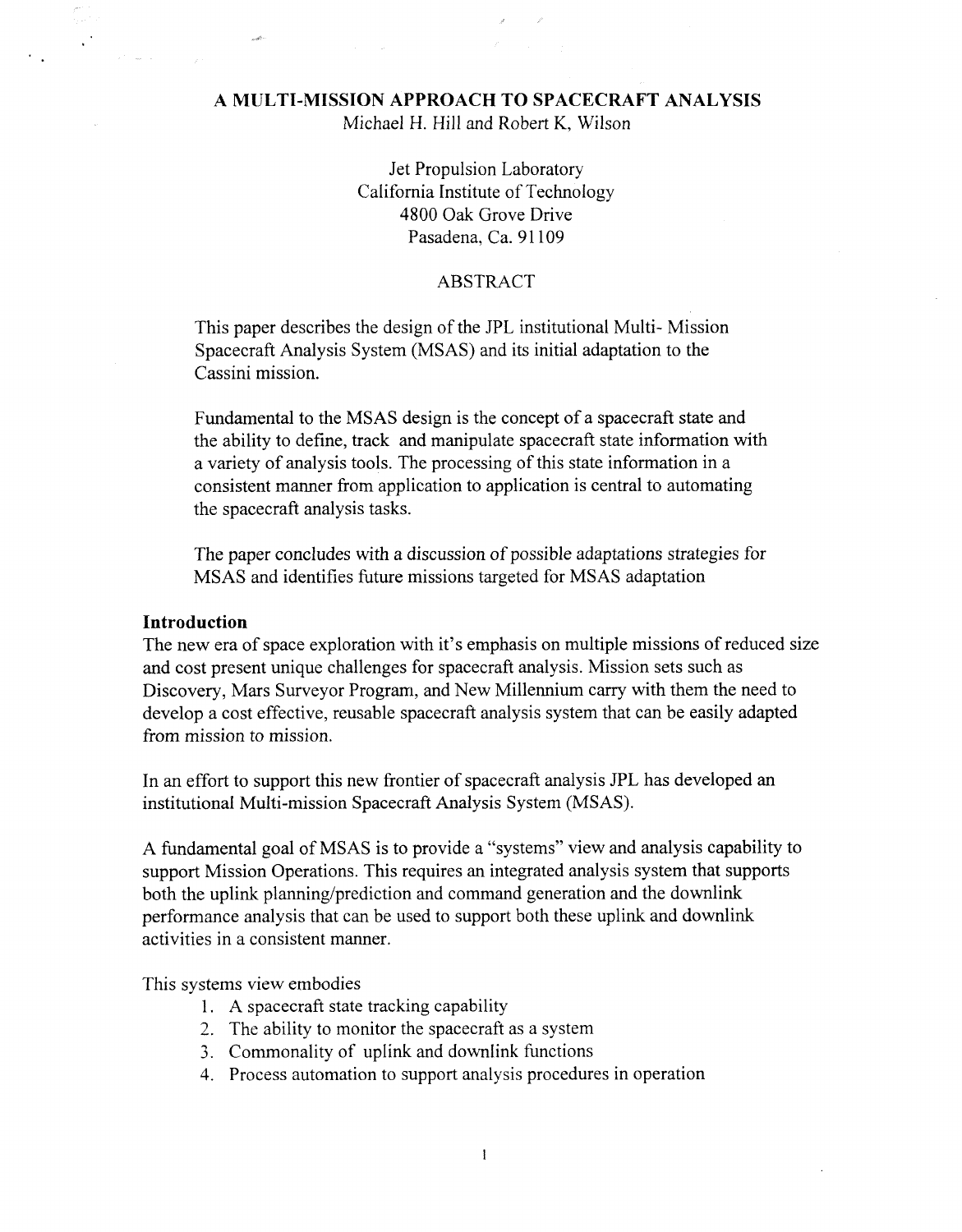# A MULTI-MISSION APPROACH TO SPACECRAFT ANALYSIS

Michael H. Hill and Robert K, Wilson

Jet Propulsion Laboratory
California Institute of Technology
4800 Oak Grove Drive
Pasadena, Ca. 91109

## ABSTRACT

This paper describes the design of the JPL institutional Multi- Mission Spacecraft Analysis System (MSAS) and its initial adaptation to the Cassini mission.

Fundamental to the MSAS design is the concept of a spacecraft state and the ability to define, track and manipulate spacecraft state information with a variety of analysis tools. The processing of this state information in a consistent manner from application to application is central to automating the spacecraft analysis tasks.

The paper concludes with a discussion of possible adaptations strategies for MSAS and identifies future missions targeted for MSAS adaptation

## Introduction

The new era of space exploration with it's emphasis on multiple missions of reduced size and cost present unique challenges for spacecraft analysis. Mission sets such as Discovery, Mars Surveyor Program, and New Millennium carry with them the need to develop a cost effective, reusable spacecraft analysis system that can be easily adapted from mission to mission.

In an effort to support this new frontier of spacecraft analysis JPL has developed an institutional Multi-mission Spacecraft Analysis System (MSAS).

A fundamental goal of MSAS is to provide a "systems" view and analysis capability to support Mission Operations. This requires an integrated analysis system that supports both the uplink planning/prediction and command generation and the downlink performance analysis that can be used to support both these uplink and downlink activities in a consistent manner.

This systems view embodies

1. A spacecraft state tracking capability
2. The ability to monitor the spacecraft as a system
3. Commonality of uplink and downlink functions
4. Process automation to support analysis procedures in operation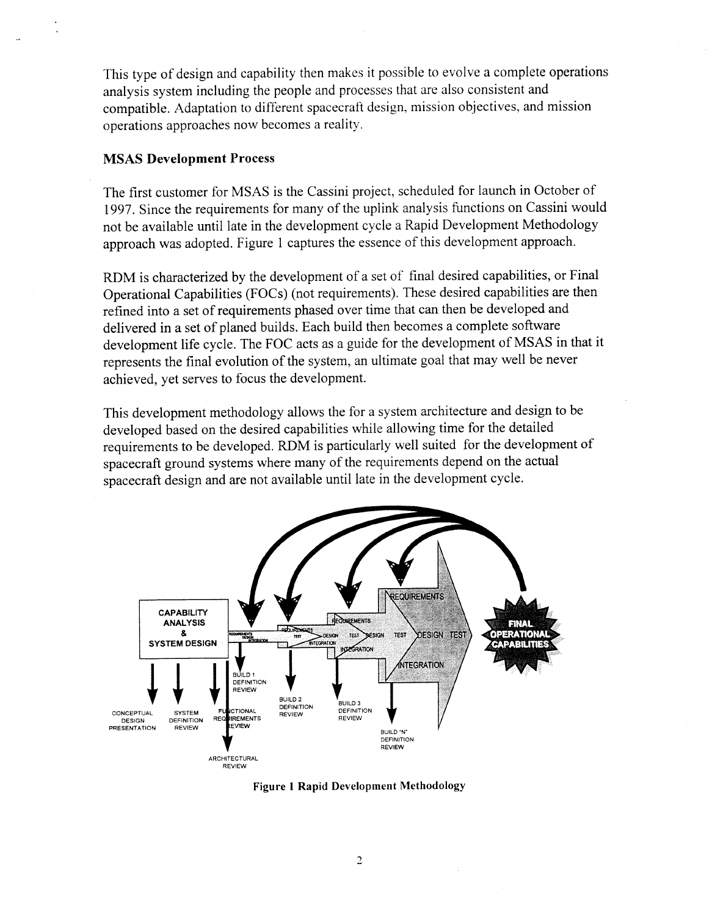This type of design and capability then makes it possible to evolve a complete operations analysis system including the people and processes that are also consistent and compatible. Adaptation to different spacecraft design, mission objectives, and mission operations approaches now becomes a reality.

**MSAS Development Process**

The first customer for MSAS is the Cassini project, scheduled for launch in October of 1997. Since the requirements for many of the uplink analysis functions on Cassini would not be available until late in the development cycle a Rapid Development Methodology approach was adopted. Figure 1 captures the essence of this development approach.

RDM is characterized by the development of a set of final desired capabilities, or Final Operational Capabilities (FOCs) (not requirements). These desired capabilities are then refined into a set of requirements phased over time that can then be developed and delivered in a set of planed builds. Each build then becomes a complete software development life cycle. The FOC acts as a guide for the development of MSAS in that it represents the final evolution of the system, an ultimate goal that may well be never achieved, yet serves to focus the development.

This development methodology allows the for a system architecture and design to be developed based on the desired capabilities while allowing time for the detailed requirements to be developed. RDM is particularly well suited for the development of spacecraft ground systems where many of the requirements depend on the actual spacecraft design and are not available until late in the development cycle.

**Figure 1 Rapid Development Methodology**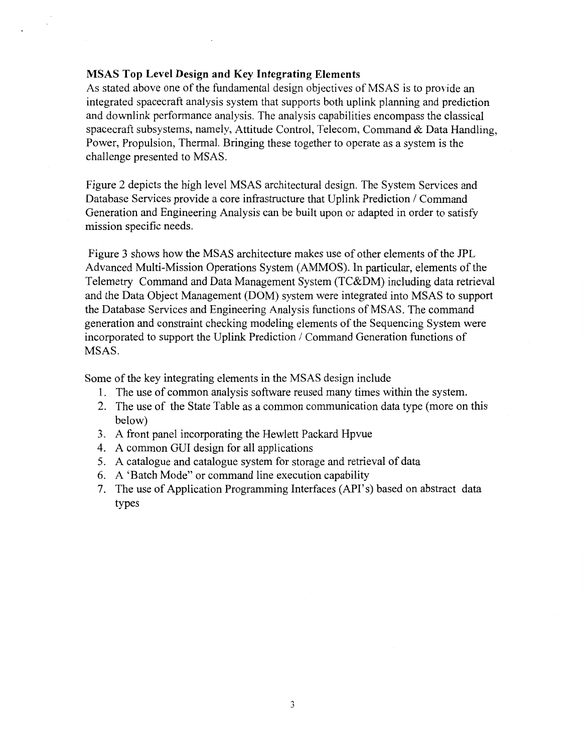**MSAS Top Level Design and Key Integrating Elements**

As stated above one of the fundamental design objectives of MSAS is to provide an integrated spacecraft analysis system that supports both uplink planning and prediction and downlink performance analysis. The analysis capabilities encompass the classical spacecraft subsystems, namely, Attitude Control, Telecom, Command & Data Handling, Power, Propulsion, Thermal. Bringing these together to operate as a system is the challenge presented to MSAS.

Figure 2 depicts the high level MSAS architectural design. The System Services and Database Services provide a core infrastructure that Uplink Prediction / Command Generation and Engineering Analysis can be built upon or adapted in order to satisfy mission specific needs.

Figure 3 shows how the MSAS architecture makes use of other elements of the JPL Advanced Multi-Mission Operations System (AMMOS). In particular, elements of the Telemetry Command and Data Management System (TC&DM) including data retrieval and the Data Object Management (DOM) system were integrated into MSAS to support the Database Services and Engineering Analysis functions of MSAS. The command generation and constraint checking modeling elements of the Sequencing System were incorporated to support the Uplink Prediction / Command Generation functions of MSAS.

Some of the key integrating elements in the MSAS design include

1. The use of common analysis software reused many times within the system.
2. The use of the State Table as a common communication data type (more on this below)
3. A front panel incorporating the Hewlett Packard Hpvue
4. A common GUI design for all applications
5. A catalogue and catalogue system for storage and retrieval of data
6. A 'Batch Mode" or command line execution capability
7. The use of Application Programming Interfaces (API's) based on abstract data types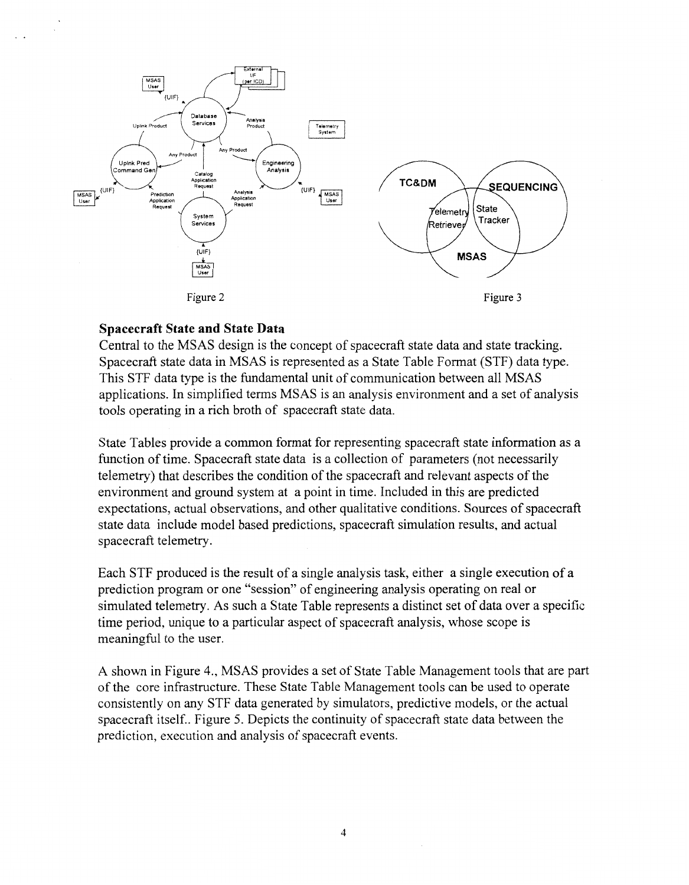Figure 2

Figure 3

**Spacecraft State and State Data**

Central to the MSAS design is the concept of spacecraft state data and state tracking. Spacecraft state data in MSAS is represented as a State Table Format (STF) data type. This STF data type is the fundamental unit of communication between all MSAS applications. In simplified terms MSAS is an analysis environment and a set of analysis tools operating in a rich broth of spacecraft state data.

State Tables provide a common format for representing spacecraft state information as a function of time. Spacecraft state data is a collection of parameters (not necessarily telemetry) that describes the condition of the spacecraft and relevant aspects of the environment and ground system at a point in time. Included in this are predicted expectations, actual observations, and other qualitative conditions. Sources of spacecraft state data include model based predictions, spacecraft simulation results, and actual spacecraft telemetry.

Each STF produced is the result of a single analysis task, either a single execution of a prediction program or one "session" of engineering analysis operating on real or simulated telemetry. As such a State Table represents a distinct set of data over a specific time period, unique to a particular aspect of spacecraft analysis, whose scope is meaningful to the user.

A shown in Figure 4., MSAS provides a set of State Table Management tools that are part of the core infrastructure. These State Table Management tools can be used to operate consistently on any STF data generated by simulators, predictive models, or the actual spacecraft itself.. Figure 5. Depicts the continuity of spacecraft state data between the prediction, execution and analysis of spacecraft events.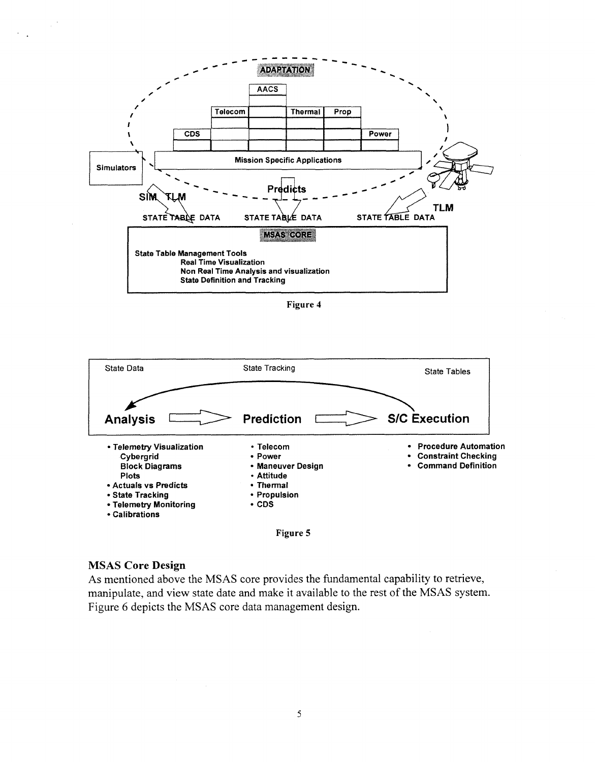ADAPTATION

AACS

Telecom | Thermal | Prop

CDS | Power

Mission Specific Applications

Simulators

SIM TLM

Predicts

TLM

STATE TABLE DATA    STATE TABLE DATA    STATE TABLE DATA

MSAS CORE

**State Table Management Tools**
- **Real Time Visualization**
- **Non Real Time Analysis and visualization**
- **State Definition and Tracking**

Figure 4

State Data    State Tracking    State Tables

**Analysis** ⟹ **Prediction** ⟹ **S/C Execution**

- **Telemetry Visualization**
  - **Cybergrid**
  - **Block Diagrams**
  - **Plots**
- **Actuals vs Predicts**
- **State Tracking**
- **Telemetry Monitoring**
- **Calibrations**

- **Telecom**
- **Power**
- **Maneuver Design**
- **Attitude**
- **Thermal**
- **Propulsion**
- **CDS**

- **Procedure Automation**
- **Constraint Checking**
- **Command Definition**

Figure 5

## MSAS Core Design

As mentioned above the MSAS core provides the fundamental capability to retrieve, manipulate, and view state date and make it available to the rest of the MSAS system. Figure 6 depicts the MSAS core data management design.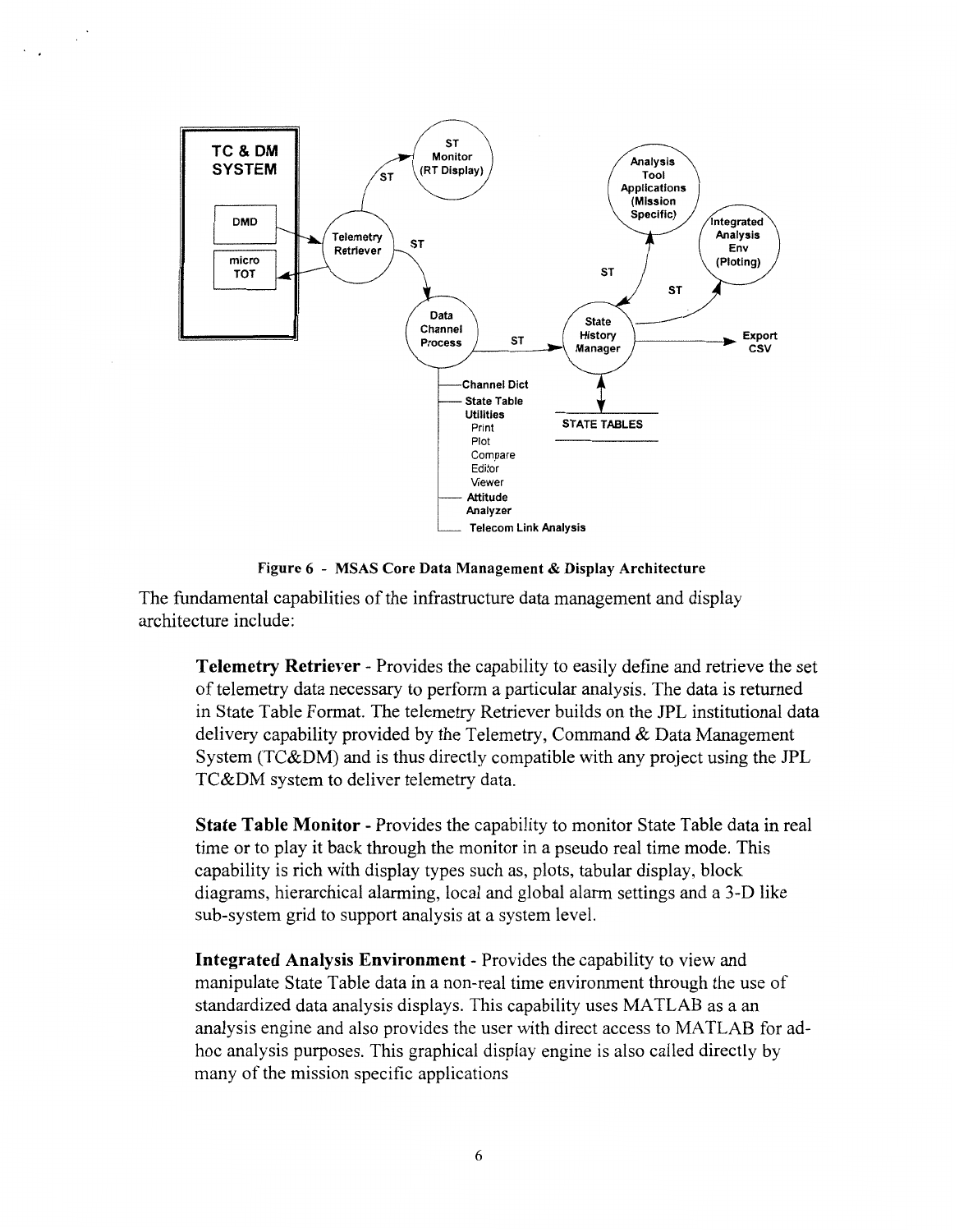Figure 6 - MSAS Core Data Management & Display Architecture

The fundamental capabilities of the infrastructure data management and display architecture include:

**Telemetry Retriever** - Provides the capability to easily define and retrieve the set of telemetry data necessary to perform a particular analysis. The data is returned in State Table Format. The telemetry Retriever builds on the JPL institutional data delivery capability provided by the Telemetry, Command & Data Management System (TC&DM) and is thus directly compatible with any project using the JPL TC&DM system to deliver telemetry data.

**State Table Monitor** - Provides the capability to monitor State Table data in real time or to play it back through the monitor in a pseudo real time mode. This capability is rich with display types such as, plots, tabular display, block diagrams, hierarchical alarming, local and global alarm settings and a 3-D like sub-system grid to support analysis at a system level.

**Integrated Analysis Environment** - Provides the capability to view and manipulate State Table data in a non-real time environment through the use of standardized data analysis displays. This capability uses MATLAB as a an analysis engine and also provides the user with direct access to MATLAB for ad-hoc analysis purposes. This graphical display engine is also called directly by many of the mission specific applications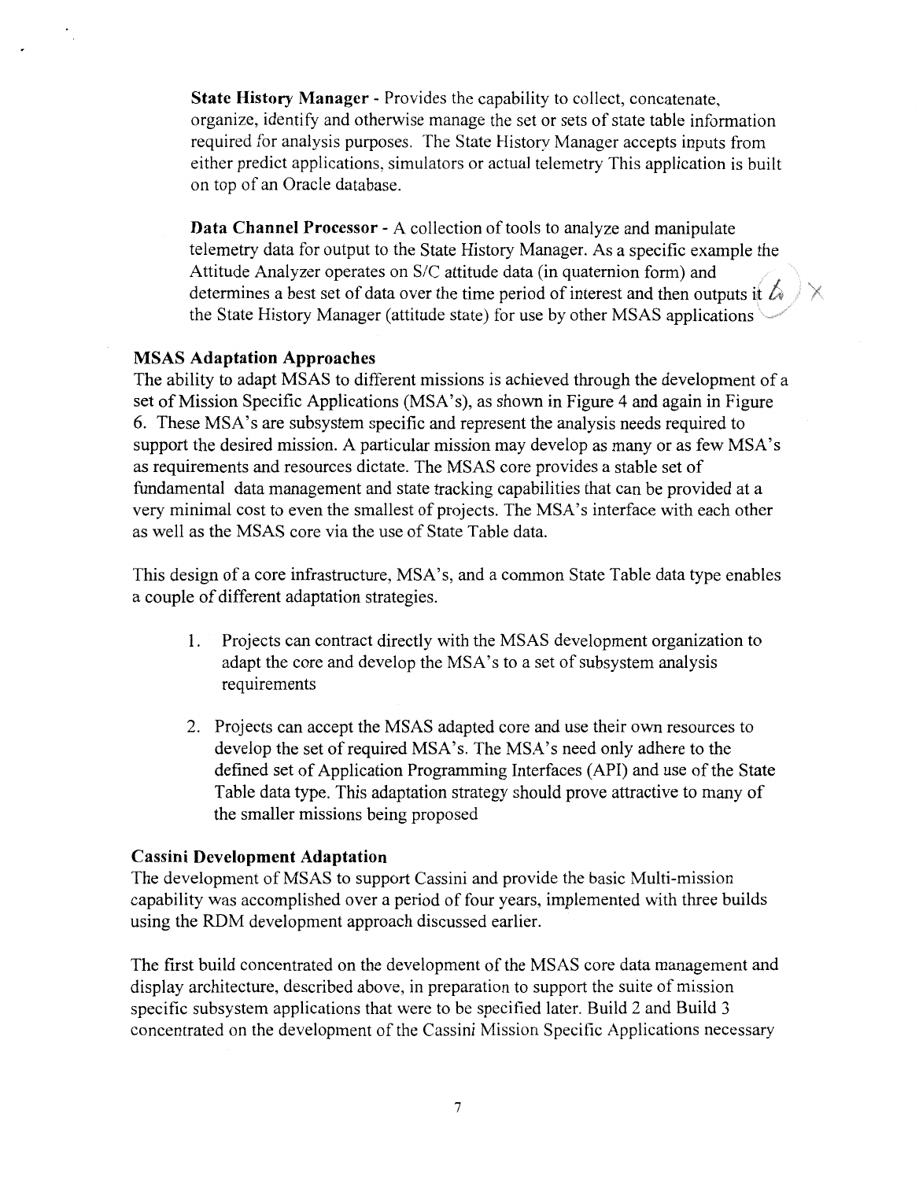**State History Manager** - Provides the capability to collect, concatenate, organize, identify and otherwise manage the set or sets of state table information required for analysis purposes. The State History Manager accepts inputs from either predict applications, simulators or actual telemetry This application is built on top of an Oracle database.

**Data Channel Processor** - A collection of tools to analyze and manipulate telemetry data for output to the State History Manager. As a specific example the Attitude Analyzer operates on S/C attitude data (in quaternion form) and determines a best set of data over the time period of interest and then outputs it to the State History Manager (attitude state) for use by other MSAS applications

### MSAS Adaptation Approaches

The ability to adapt MSAS to different missions is achieved through the development of a set of Mission Specific Applications (MSA's), as shown in Figure 4 and again in Figure 6. These MSA's are subsystem specific and represent the analysis needs required to support the desired mission. A particular mission may develop as many or as few MSA's as requirements and resources dictate. The MSAS core provides a stable set of fundamental data management and state tracking capabilities that can be provided at a very minimal cost to even the smallest of projects. The MSA's interface with each other as well as the MSAS core via the use of State Table data.

This design of a core infrastructure, MSA's, and a common State Table data type enables a couple of different adaptation strategies.

1. Projects can contract directly with the MSAS development organization to adapt the core and develop the MSA's to a set of subsystem analysis requirements
2. Projects can accept the MSAS adapted core and use their own resources to develop the set of required MSA's. The MSA's need only adhere to the defined set of Application Programming Interfaces (API) and use of the State Table data type. This adaptation strategy should prove attractive to many of the smaller missions being proposed

### Cassini Development Adaptation

The development of MSAS to support Cassini and provide the basic Multi-mission capability was accomplished over a period of four years, implemented with three builds using the RDM development approach discussed earlier.

The first build concentrated on the development of the MSAS core data management and display architecture, described above, in preparation to support the suite of mission specific subsystem applications that were to be specified later. Build 2 and Build 3 concentrated on the development of the Cassini Mission Specific Applications necessary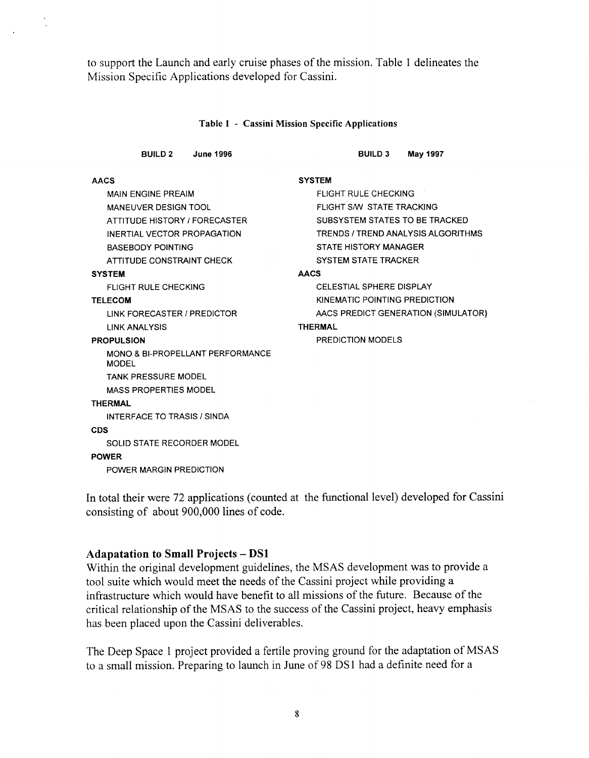to support the Launch and early cruise phases of the mission. Table 1 delineates the Mission Specific Applications developed for Cassini.

**Table 1 - Cassini Mission Specific Applications**

| BUILD 2 June 1996 | BUILD 3 May 1997 |
|---|---|
| **AACS** | **SYSTEM** |
| MAIN ENGINE PREAIM | FLIGHT RULE CHECKING |
| MANEUVER DESIGN TOOL | FLIGHT S/W STATE TRACKING |
| ATTITUDE HISTORY / FORECASTER | SUBSYSTEM STATES TO BE TRACKED |
| INERTIAL VECTOR PROPAGATION | TRENDS / TREND ANALYSIS ALGORITHMS |
| BASEBODY POINTING | STATE HISTORY MANAGER |
| ATTITUDE CONSTRAINT CHECK | SYSTEM STATE TRACKER |
| **SYSTEM** | **AACS** |
| FLIGHT RULE CHECKING | CELESTIAL SPHERE DISPLAY |
| **TELECOM** | KINEMATIC POINTING PREDICTION |
| LINK FORECASTER / PREDICTOR | AACS PREDICT GENERATION (SIMULATOR) |
| LINK ANALYSIS | **THERMAL** |
| **PROPULSION** | PREDICTION MODELS |
| MONO & BI-PROPELLANT PERFORMANCE MODEL | |
| TANK PRESSURE MODEL | |
| MASS PROPERTIES MODEL | |
| **THERMAL** | |
| INTERFACE TO TRASIS / SINDA | |
| **CDS** | |
| SOLID STATE RECORDER MODEL | |
| **POWER** | |
| POWER MARGIN PREDICTION | |

In total their were 72 applications (counted at the functional level) developed for Cassini consisting of about 900,000 lines of code.

### Adapatation to Small Projects – DS1

Within the original development guidelines, the MSAS development was to provide a tool suite which would meet the needs of the Cassini project while providing a infrastructure which would have benefit to all missions of the future. Because of the critical relationship of the MSAS to the success of the Cassini project, heavy emphasis has been placed upon the Cassini deliverables.

The Deep Space 1 project provided a fertile proving ground for the adaptation of MSAS to a small mission. Preparing to launch in June of 98 DS1 had a definite need for a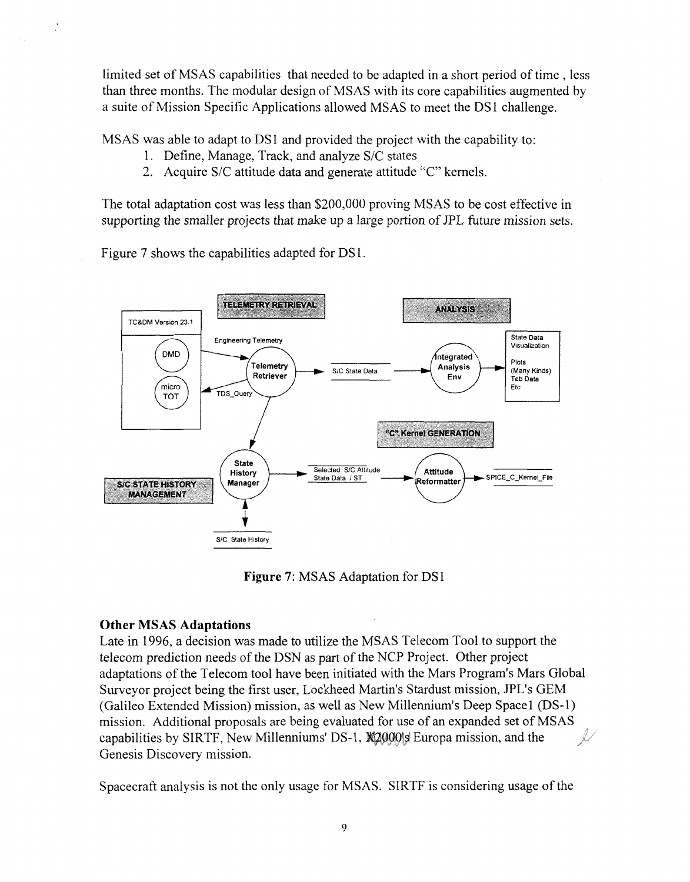limited set of MSAS capabilities that needed to be adapted in a short period of time , less than three months. The modular design of MSAS with its core capabilities augmented by a suite of Mission Specific Applications allowed MSAS to meet the DS1 challenge.

MSAS was able to adapt to DS1 and provided the project with the capability to:

1. Define, Manage, Track, and analyze S/C states
2. Acquire S/C attitude data and generate attitude "C" kernels.

The total adaptation cost was less than $200,000 proving MSAS to be cost effective in supporting the smaller projects that make up a large portion of JPL future mission sets.

Figure 7 shows the capabilities adapted for DS1.

**Figure 7**: MSAS Adaptation for DS1

### Other MSAS Adaptations

Late in 1996, a decision was made to utilize the MSAS Telecom Tool to support the telecom prediction needs of the DSN as part of the NCP Project. Other project adaptations of the Telecom tool have been initiated with the Mars Program's Mars Global Surveyor project being the first user, Lockheed Martin's Stardust mission, JPL's GEM (Galileo Extended Mission) mission, as well as New Millennium's Deep Space1 (DS-1) mission. Additional proposals are being evaluated for use of an expanded set of MSAS capabilities by SIRTF, New Millenniums' DS-1, X2000's Europa mission, and the Genesis Discovery mission.

Spacecraft analysis is not the only usage for MSAS. SIRTF is considering usage of the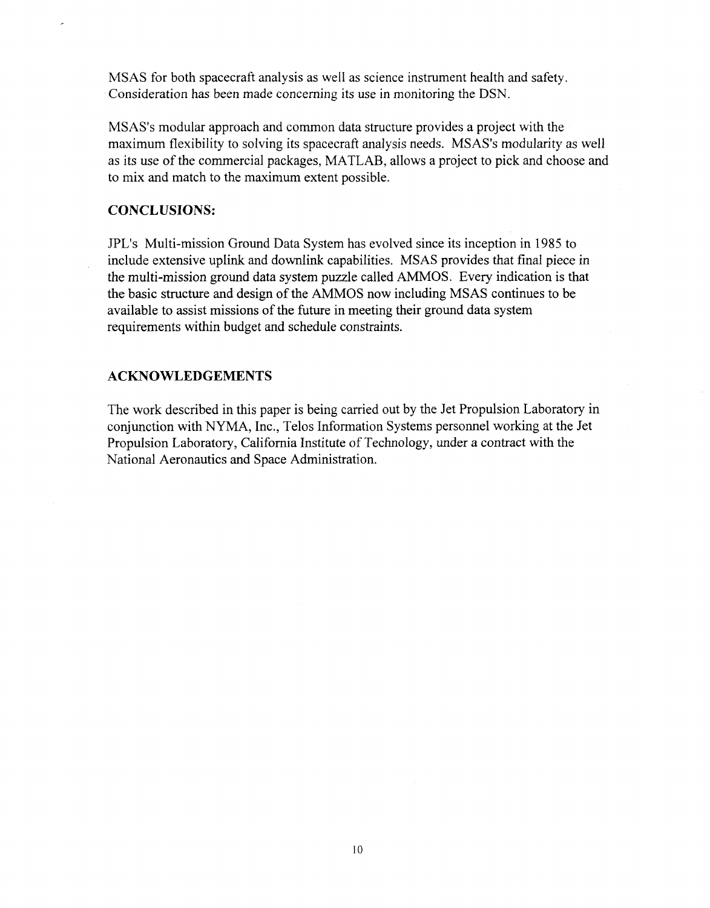MSAS for both spacecraft analysis as well as science instrument health and safety. Consideration has been made concerning its use in monitoring the DSN.

MSAS's modular approach and common data structure provides a project with the maximum flexibility to solving its spacecraft analysis needs. MSAS's modularity as well as its use of the commercial packages, MATLAB, allows a project to pick and choose and to mix and match to the maximum extent possible.

## CONCLUSIONS:

JPL's Multi-mission Ground Data System has evolved since its inception in 1985 to include extensive uplink and downlink capabilities. MSAS provides that final piece in the multi-mission ground data system puzzle called AMMOS. Every indication is that the basic structure and design of the AMMOS now including MSAS continues to be available to assist missions of the future in meeting their ground data system requirements within budget and schedule constraints.

## ACKNOWLEDGEMENTS

The work described in this paper is being carried out by the Jet Propulsion Laboratory in conjunction with NYMA, Inc., Telos Information Systems personnel working at the Jet Propulsion Laboratory, California Institute of Technology, under a contract with the National Aeronautics and Space Administration.